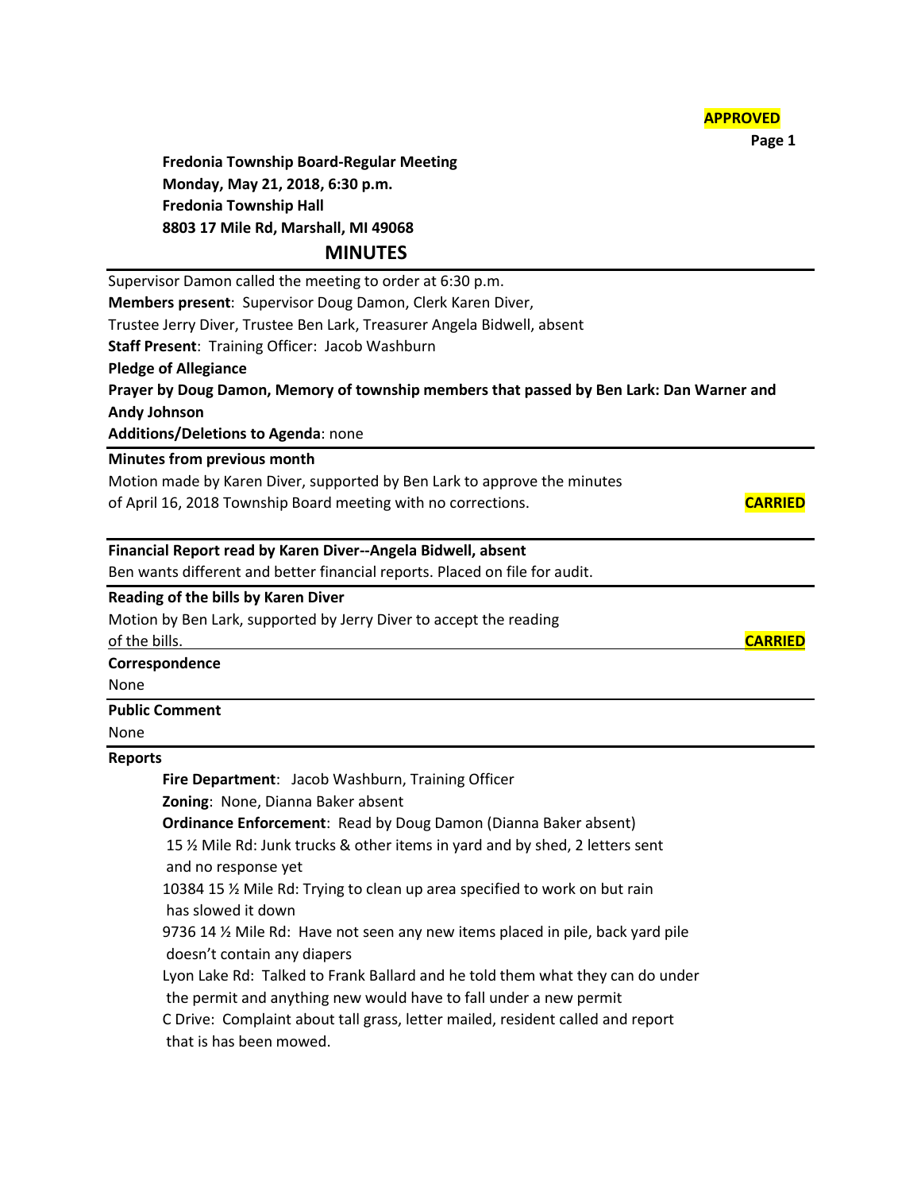**APPROVED**

**Fredonia Township Board-Regular Meeting**
**Monday, May 21, 2018, 6:30 p.m.**
**Fredonia Township Hall**
**8803 17 Mile Rd, Marshall, MI 49068**

## MINUTES

Supervisor Damon called the meeting to order at 6:30 p.m.

**Members present**: Supervisor Doug Damon, Clerk Karen Diver,
Trustee Jerry Diver, Trustee Ben Lark, Treasurer Angela Bidwell, absent

**Staff Present**: Training Officer: Jacob Washburn

**Pledge of Allegiance**

**Prayer by Doug Damon, Memory of township members that passed by Ben Lark: Dan Warner and Andy Johnson**

**Additions/Deletions to Agenda**: none

**Minutes from previous month**

Motion made by Karen Diver, supported by Ben Lark to approve the minutes of April 16, 2018 Township Board meeting with no corrections. **CARRIED**

**Financial Report read by Karen Diver--Angela Bidwell, absent**

Ben wants different and better financial reports. Placed on file for audit.

**Reading of the bills by Karen Diver**

Motion by Ben Lark, supported by Jerry Diver to accept the reading of the bills. **CARRIED**

**Correspondence**

None

**Public Comment**

None

**Reports**

**Fire Department**: Jacob Washburn, Training Officer

**Zoning**: None, Dianna Baker absent

**Ordinance Enforcement**: Read by Doug Damon (Dianna Baker absent)

15 ½ Mile Rd: Junk trucks & other items in yard and by shed, 2 letters sent and no response yet

10384 15 ½ Mile Rd: Trying to clean up area specified to work on but rain has slowed it down

9736 14 ½ Mile Rd: Have not seen any new items placed in pile, back yard pile doesn't contain any diapers

Lyon Lake Rd: Talked to Frank Ballard and he told them what they can do under the permit and anything new would have to fall under a new permit

C Drive: Complaint about tall grass, letter mailed, resident called and report that is has been mowed.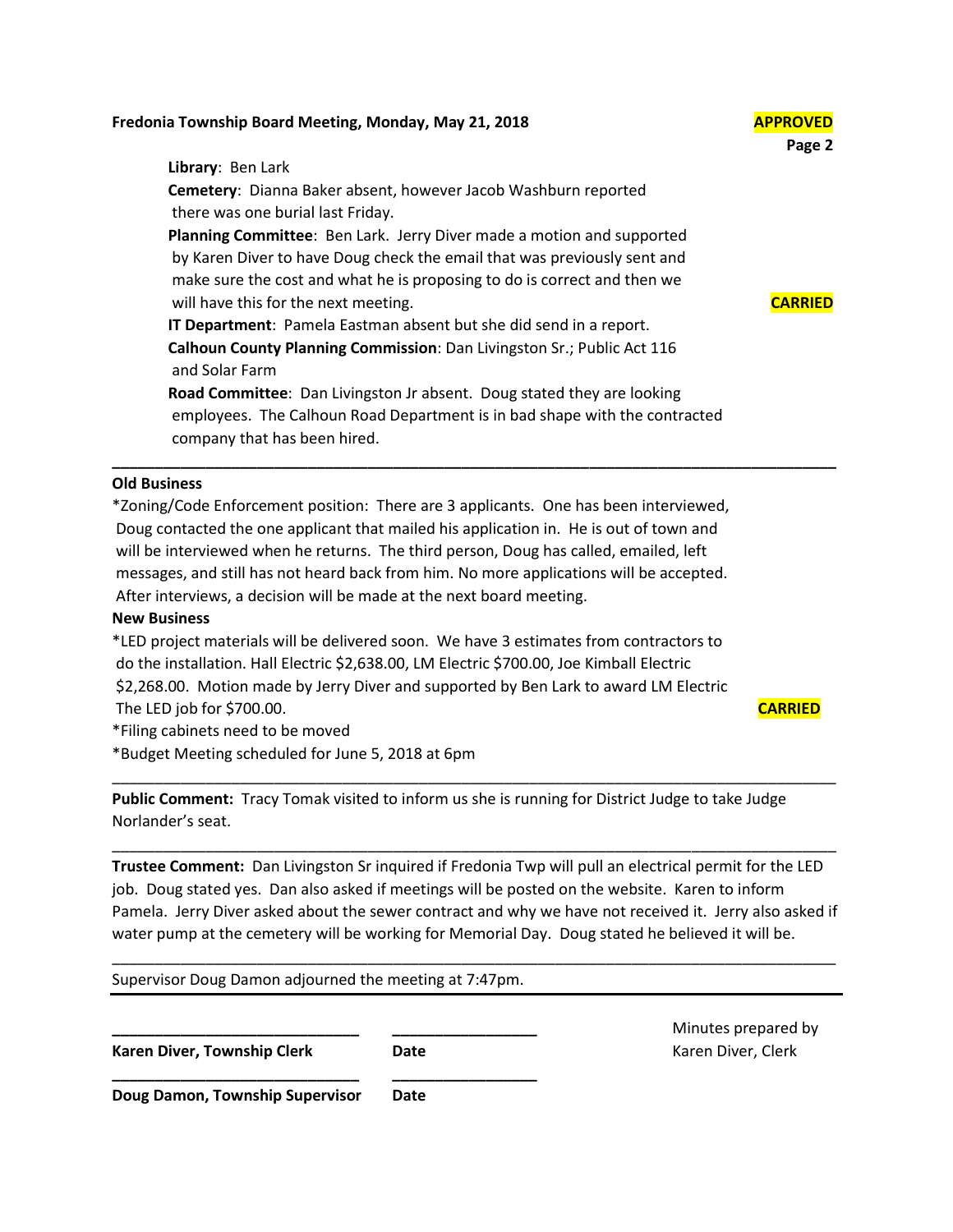**Fredonia Township Board Meeting, Monday, May 21, 2018** **APPROVED**

**Library**: Ben Lark

**Cemetery**: Dianna Baker absent, however Jacob Washburn reported there was one burial last Friday.

**Planning Committee**: Ben Lark. Jerry Diver made a motion and supported by Karen Diver to have Doug check the email that was previously sent and make sure the cost and what he is proposing to do is correct and then we will have this for the next meeting. **CARRIED**

**IT Department**: Pamela Eastman absent but she did send in a report.

**Calhoun County Planning Commission**: Dan Livingston Sr.; Public Act 116 and Solar Farm

**Road Committee**: Dan Livingston Jr absent. Doug stated they are looking employees. The Calhoun Road Department is in bad shape with the contracted company that has been hired.

---

**Old Business**

*Zoning/Code Enforcement position: There are 3 applicants. One has been interviewed, Doug contacted the one applicant that mailed his application in. He is out of town and will be interviewed when he returns. The third person, Doug has called, emailed, left messages, and still has not heard back from him. No more applications will be accepted. After interviews, a decision will be made at the next board meeting.

**New Business**

*LED project materials will be delivered soon. We have 3 estimates from contractors to do the installation. Hall Electric $2,638.00, LM Electric $700.00, Joe Kimball Electric $2,268.00. Motion made by Jerry Diver and supported by Ben Lark to award LM Electric The LED job for $700.00. **CARRIED**

*Filing cabinets need to be moved

*Budget Meeting scheduled for June 5, 2018 at 6pm

---

**Public Comment:** Tracy Tomak visited to inform us she is running for District Judge to take Judge Norlander's seat.

---

**Trustee Comment:** Dan Livingston Sr inquired if Fredonia Twp will pull an electrical permit for the LED job. Doug stated yes. Dan also asked if meetings will be posted on the website. Karen to inform Pamela. Jerry Diver asked about the sewer contract and why we have not received it. Jerry also asked if water pump at the cemetery will be working for Memorial Day. Doug stated he believed it will be.

---

Supervisor Doug Damon adjourned the meeting at 7:47pm.

---

| | | |
|---|---|---|
| ______________________________ | ________________ | Minutes prepared by |
| **Karen Diver, Township Clerk** | **Date** | Karen Diver, Clerk |
| ______________________________ | ________________ | |
| **Doug Damon, Township Supervisor** | **Date** | |